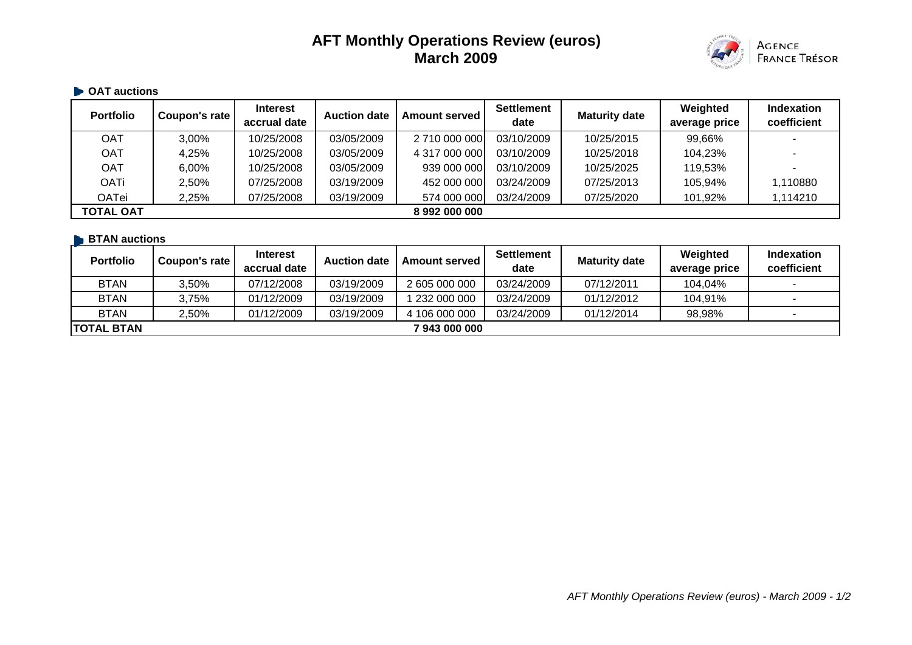# AFT Monthly Operations Review (euros)
# March 2009

AGENCE FRANCE TRÉSOR

## OAT auctions

| Portfolio | Coupon's rate | Interest accrual date | Auction date | Amount served | Settlement date | Maturity date | Weighted average price | Indexation coefficient |
|---|---|---|---|---|---|---|---|---|
| OAT | 3,00% | 10/25/2008 | 03/05/2009 | 2 710 000 000 | 03/10/2009 | 10/25/2015 | 99,66% | - |
| OAT | 4,25% | 10/25/2008 | 03/05/2009 | 4 317 000 000 | 03/10/2009 | 10/25/2018 | 104,23% | - |
| OAT | 6,00% | 10/25/2008 | 03/05/2009 | 939 000 000 | 03/10/2009 | 10/25/2025 | 119,53% | - |
| OATi | 2,50% | 07/25/2008 | 03/19/2009 | 452 000 000 | 03/24/2009 | 07/25/2013 | 105,94% | 1,110880 |
| OATei | 2,25% | 07/25/2008 | 03/19/2009 | 574 000 000 | 03/24/2009 | 07/25/2020 | 101,92% | 1,114210 |
| **TOTAL OAT** | | | | **8 992 000 000** | | | | |

## BTAN auctions

| Portfolio | Coupon's rate | Interest accrual date | Auction date | Amount served | Settlement date | Maturity date | Weighted average price | Indexation coefficient |
|---|---|---|---|---|---|---|---|---|
| BTAN | 3,50% | 07/12/2008 | 03/19/2009 | 2 605 000 000 | 03/24/2009 | 07/12/2011 | 104,04% | - |
| BTAN | 3,75% | 01/12/2009 | 03/19/2009 | 1 232 000 000 | 03/24/2009 | 01/12/2012 | 104,91% | - |
| BTAN | 2,50% | 01/12/2009 | 03/19/2009 | 4 106 000 000 | 03/24/2009 | 01/12/2014 | 98,98% | - |
| **TOTAL BTAN** | | | | **7 943 000 000** | | | | |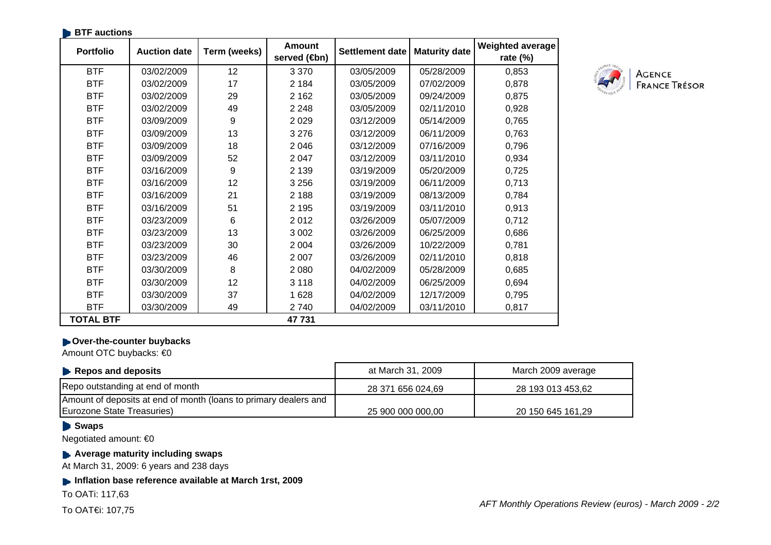### BTF auctions

| Portfolio | Auction date | Term (weeks) | Amount served (€bn) | Settlement date | Maturity date | Weighted average rate (%) |
|---|---|---|---|---|---|---|
| BTF | 03/02/2009 | 12 | 3 370 | 03/05/2009 | 05/28/2009 | 0,853 |
| BTF | 03/02/2009 | 17 | 2 184 | 03/05/2009 | 07/02/2009 | 0,878 |
| BTF | 03/02/2009 | 29 | 2 162 | 03/05/2009 | 09/24/2009 | 0,875 |
| BTF | 03/02/2009 | 49 | 2 248 | 03/05/2009 | 02/11/2010 | 0,928 |
| BTF | 03/09/2009 | 9 | 2 029 | 03/12/2009 | 05/14/2009 | 0,765 |
| BTF | 03/09/2009 | 13 | 3 276 | 03/12/2009 | 06/11/2009 | 0,763 |
| BTF | 03/09/2009 | 18 | 2 046 | 03/12/2009 | 07/16/2009 | 0,796 |
| BTF | 03/09/2009 | 52 | 2 047 | 03/12/2009 | 03/11/2010 | 0,934 |
| BTF | 03/16/2009 | 9 | 2 139 | 03/19/2009 | 05/20/2009 | 0,725 |
| BTF | 03/16/2009 | 12 | 3 256 | 03/19/2009 | 06/11/2009 | 0,713 |
| BTF | 03/16/2009 | 21 | 2 188 | 03/19/2009 | 08/13/2009 | 0,784 |
| BTF | 03/16/2009 | 51 | 2 195 | 03/19/2009 | 03/11/2010 | 0,913 |
| BTF | 03/23/2009 | 6 | 2 012 | 03/26/2009 | 05/07/2009 | 0,712 |
| BTF | 03/23/2009 | 13 | 3 002 | 03/26/2009 | 06/25/2009 | 0,686 |
| BTF | 03/23/2009 | 30 | 2 004 | 03/26/2009 | 10/22/2009 | 0,781 |
| BTF | 03/23/2009 | 46 | 2 007 | 03/26/2009 | 02/11/2010 | 0,818 |
| BTF | 03/30/2009 | 8 | 2 080 | 04/02/2009 | 05/28/2009 | 0,685 |
| BTF | 03/30/2009 | 12 | 3 118 | 04/02/2009 | 06/25/2009 | 0,694 |
| BTF | 03/30/2009 | 37 | 1 628 | 04/02/2009 | 12/17/2009 | 0,795 |
| BTF | 03/30/2009 | 49 | 2 740 | 04/02/2009 | 03/11/2010 | 0,817 |
| **TOTAL BTF** | | | **47 731** | | | |

Agence France Trésor

### Over-the-counter buybacks

Amount OTC buybacks: €0

| Repos and deposits | at March 31, 2009 | March 2009 average |
|---|---|---|
| Repo outstanding at end of month | 28 371 656 024,69 | 28 193 013 453,62 |
| Amount of deposits at end of month (loans to primary dealers and Eurozone State Treasuries) | 25 900 000 000,00 | 20 150 645 161,29 |

### Swaps

Negotiated amount: €0

### Average maturity including swaps

At March 31, 2009: 6 years and 238 days

### Inflation base reference available at March 1rst, 2009

To OATi: 117,63

To OAT€i: 107,75